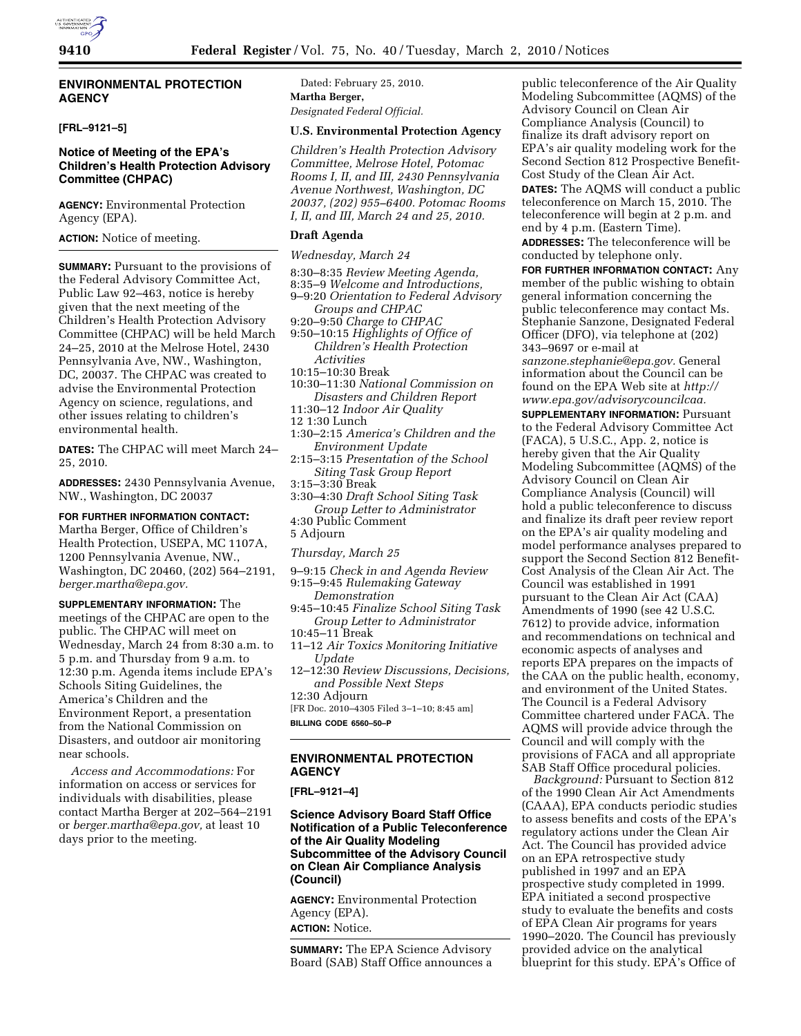## ENVIRONMENTAL PROTECTION AGENCY

**[FRL–9121–5]**

### Notice of Meeting of the EPA's Children's Health Protection Advisory Committee (CHPAC)

**AGENCY:** Environmental Protection Agency (EPA).

**ACTION:** Notice of meeting.

**SUMMARY:** Pursuant to the provisions of the Federal Advisory Committee Act, Public Law 92–463, notice is hereby given that the next meeting of the Children's Health Protection Advisory Committee (CHPAC) will be held March 24–25, 2010 at the Melrose Hotel, 2430 Pennsylvania Ave, NW., Washington, DC, 20037. The CHPAC was created to advise the Environmental Protection Agency on science, regulations, and other issues relating to children's environmental health.

**DATES:** The CHPAC will meet March 24–25, 2010.

**ADDRESSES:** 2430 Pennsylvania Avenue, NW., Washington, DC 20037

**FOR FURTHER INFORMATION CONTACT:** Martha Berger, Office of Children's Health Protection, USEPA, MC 1107A, 1200 Pennsylvania Avenue, NW., Washington, DC 20460, (202) 564–2191, *berger.martha@epa.gov.*

**SUPPLEMENTARY INFORMATION:** The meetings of the CHPAC are open to the public. The CHPAC will meet on Wednesday, March 24 from 8:30 a.m. to 5 p.m. and Thursday from 9 a.m. to 12:30 p.m. Agenda items include EPA's Schools Siting Guidelines, the America's Children and the Environment Report, a presentation from the National Commission on Disasters, and outdoor air monitoring near schools.

*Access and Accommodations:* For information on access or services for individuals with disabilities, please contact Martha Berger at 202–564–2191 or *berger.martha@epa.gov,* at least 10 days prior to the meeting.

Dated: February 25, 2010.

**Martha Berger,**

*Designated Federal Official.*

**U.S. Environmental Protection Agency**

*Children's Health Protection Advisory Committee, Melrose Hotel, Potomac Rooms I, II, and III, 2430 Pennsylvania Avenue Northwest, Washington, DC 20037, (202) 955–6400. Potomac Rooms I, II, and III, March 24 and 25, 2010.*

**Draft Agenda**

*Wednesday, March 24*

8:30–8:35 *Review Meeting Agenda,*
8:35–9 *Welcome and Introductions,*
9–9:20 *Orientation to Federal Advisory Groups and CHPAC*
9:20–9:50 *Charge to CHPAC*
9:50–10:15 *Highlights of Office of Children's Health Protection Activities*
10:15–10:30 Break
10:30–11:30 *National Commission on Disasters and Children Report*
11:30–12 *Indoor Air Quality*
12 1:30 Lunch
1:30–2:15 *America's Children and the Environment Update*
2:15–3:15 *Presentation of the School Siting Task Group Report*
3:15–3:30 Break
3:30–4:30 *Draft School Siting Task Group Letter to Administrator*
4:30 Public Comment
5 Adjourn

*Thursday, March 25*

9–9:15 *Check in and Agenda Review*
9:15–9:45 *Rulemaking Gateway Demonstration*
9:45–10:45 *Finalize School Siting Task Group Letter to Administrator*
10:45–11 Break
11–12 *Air Toxics Monitoring Initiative Update*
12–12:30 *Review Discussions, Decisions, and Possible Next Steps*
12:30 Adjourn

[FR Doc. 2010–4305 Filed 3–1–10; 8:45 am]

**BILLING CODE 6560–50–P**

## ENVIRONMENTAL PROTECTION AGENCY

**[FRL–9121–4]**

### Science Advisory Board Staff Office Notification of a Public Teleconference of the Air Quality Modeling Subcommittee of the Advisory Council on Clean Air Compliance Analysis (Council)

**AGENCY:** Environmental Protection Agency (EPA).

**ACTION:** Notice.

**SUMMARY:** The EPA Science Advisory Board (SAB) Staff Office announces a public teleconference of the Air Quality Modeling Subcommittee (AQMS) of the Advisory Council on Clean Air Compliance Analysis (Council) to finalize its draft advisory report on EPA's air quality modeling work for the Second Section 812 Prospective Benefit-Cost Study of the Clean Air Act.

**DATES:** The AQMS will conduct a public teleconference on March 15, 2010. The teleconference will begin at 2 p.m. and end by 4 p.m. (Eastern Time).

**ADDRESSES:** The teleconference will be conducted by telephone only.

**FOR FURTHER INFORMATION CONTACT:** Any member of the public wishing to obtain general information concerning the public teleconference may contact Ms. Stephanie Sanzone, Designated Federal Officer (DFO), via telephone at (202) 343–9697 or e-mail at *sanzone.stephanie@epa.gov.* General information about the Council can be found on the EPA Web site at *http://www.epa.gov/advisorycouncilcaa.*

**SUPPLEMENTARY INFORMATION:** Pursuant to the Federal Advisory Committee Act (FACA), 5 U.S.C., App. 2, notice is hereby given that the Air Quality Modeling Subcommittee (AQMS) of the Advisory Council on Clean Air Compliance Analysis (Council) will hold a public teleconference to discuss and finalize its draft peer review report on the EPA's air quality modeling and model performance analyses prepared to support the Second Section 812 Benefit-Cost Analysis of the Clean Air Act. The Council was established in 1991 pursuant to the Clean Air Act (CAA) Amendments of 1990 (see 42 U.S.C. 7612) to provide advice, information and recommendations on technical and economic aspects of analyses and reports EPA prepares on the impacts of the CAA on the public health, economy, and environment of the United States. The Council is a Federal Advisory Committee chartered under FACA. The AQMS will provide advice through the Council and will comply with the provisions of FACA and all appropriate SAB Staff Office procedural policies.

*Background:* Pursuant to Section 812 of the 1990 Clean Air Act Amendments (CAAA), EPA conducts periodic studies to assess benefits and costs of the EPA's regulatory actions under the Clean Air Act. The Council has provided advice on an EPA retrospective study published in 1997 and an EPA prospective study completed in 1999. EPA initiated a second prospective study to evaluate the benefits and costs of EPA Clean Air programs for years 1990–2020. The Council has previously provided advice on the analytical blueprint for this study. EPA's Office of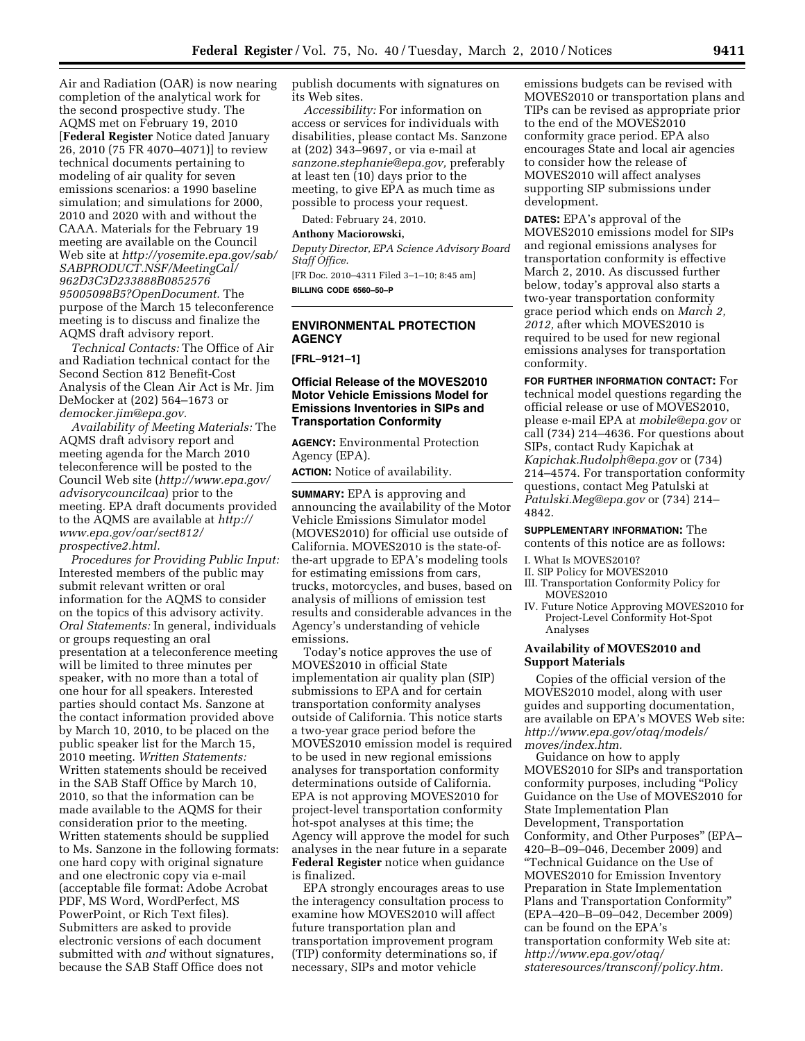Air and Radiation (OAR) is now nearing completion of the analytical work for the second prospective study. The AQMS met on February 19, 2010 [**Federal Register** Notice dated January 26, 2010 (75 FR 4070–4071)] to review technical documents pertaining to modeling of air quality for seven emissions scenarios: a 1990 baseline simulation; and simulations for 2000, 2010 and 2020 with and without the CAAA. Materials for the February 19 meeting are available on the Council Web site at *http://yosemite.epa.gov/sab/SABPRODUCT.NSF/MeetingCal/962D3C3D233888B085257695005098B5?OpenDocument.* The purpose of the March 15 teleconference meeting is to discuss and finalize the AQMS draft advisory report.

*Technical Contacts:* The Office of Air and Radiation technical contact for the Second Section 812 Benefit-Cost Analysis of the Clean Air Act is Mr. Jim DeMocker at (202) 564–1673 or *democker.jim@epa.gov.*

*Availability of Meeting Materials:* The AQMS draft advisory report and meeting agenda for the March 2010 teleconference will be posted to the Council Web site (*http://www.epa.gov/advisorycouncilcaa*) prior to the meeting. EPA draft documents provided to the AQMS are available at *http://www.epa.gov/oar/sect812/prospective2.html.*

*Procedures for Providing Public Input:* Interested members of the public may submit relevant written or oral information for the AQMS to consider on the topics of this advisory activity. *Oral Statements:* In general, individuals or groups requesting an oral presentation at a teleconference meeting will be limited to three minutes per speaker, with no more than a total of one hour for all speakers. Interested parties should contact Ms. Sanzone at the contact information provided above by March 10, 2010, to be placed on the public speaker list for the March 15, 2010 meeting. *Written Statements:* Written statements should be received in the SAB Staff Office by March 10, 2010, so that the information can be made available to the AQMS for their consideration prior to the meeting. Written statements should be supplied to Ms. Sanzone in the following formats: one hard copy with original signature and one electronic copy via e-mail (acceptable file format: Adobe Acrobat PDF, MS Word, WordPerfect, MS PowerPoint, or Rich Text files). Submitters are asked to provide electronic versions of each document submitted with *and* without signatures, because the SAB Staff Office does not publish documents with signatures on its Web sites.

*Accessibility:* For information on access or services for individuals with disabilities, please contact Ms. Sanzone at (202) 343–9697, or via e-mail at *sanzone.stephanie@epa.gov,* preferably at least ten (10) days prior to the meeting, to give EPA as much time as possible to process your request.

Dated: February 24, 2010.

**Anthony Maciorowski,**

*Deputy Director, EPA Science Advisory Board Staff Office.*

[FR Doc. 2010–4311 Filed 3–1–10; 8:45 am]

**BILLING CODE 6560–50–P**

## ENVIRONMENTAL PROTECTION AGENCY

**[FRL–9121–1]**

### Official Release of the MOVES2010 Motor Vehicle Emissions Model for Emissions Inventories in SIPs and Transportation Conformity

**AGENCY:** Environmental Protection Agency (EPA).

**ACTION:** Notice of availability.

**SUMMARY:** EPA is approving and announcing the availability of the Motor Vehicle Emissions Simulator model (MOVES2010) for official use outside of California. MOVES2010 is the state-of-the-art upgrade to EPA's modeling tools for estimating emissions from cars, trucks, motorcycles, and buses, based on analysis of millions of emission test results and considerable advances in the Agency's understanding of vehicle emissions.

Today's notice approves the use of MOVES2010 in official State implementation air quality plan (SIP) submissions to EPA and for certain transportation conformity analyses outside of California. This notice starts a two-year grace period before the MOVES2010 emission model is required to be used in new regional emissions analyses for transportation conformity determinations outside of California. EPA is not approving MOVES2010 for project-level transportation conformity hot-spot analyses at this time; the Agency will approve the model for such analyses in the near future in a separate **Federal Register** notice when guidance is finalized.

EPA strongly encourages areas to use the interagency consultation process to examine how MOVES2010 will affect future transportation plan and transportation improvement program (TIP) conformity determinations so, if necessary, SIPs and motor vehicle emissions budgets can be revised with MOVES2010 or transportation plans and TIPs can be revised as appropriate prior to the end of the MOVES2010 conformity grace period. EPA also encourages State and local air agencies to consider how the release of MOVES2010 will affect analyses supporting SIP submissions under development.

**DATES:** EPA's approval of the MOVES2010 emissions model for SIPs and regional emissions analyses for transportation conformity is effective March 2, 2010. As discussed further below, today's approval also starts a two-year transportation conformity grace period which ends on *March 2, 2012,* after which MOVES2010 is required to be used for new regional emissions analyses for transportation conformity.

**FOR FURTHER INFORMATION CONTACT:** For technical model questions regarding the official release or use of MOVES2010, please e-mail EPA at *mobile@epa.gov* or call (734) 214–4636. For questions about SIPs, contact Rudy Kapichak at *Kapichak.Rudolph@epa.gov* or (734) 214–4574. For transportation conformity questions, contact Meg Patulski at *Patulski.Meg@epa.gov* or (734) 214–4842.

**SUPPLEMENTARY INFORMATION:** The contents of this notice are as follows:

- I. What Is MOVES2010?
- II. SIP Policy for MOVES2010
- III. Transportation Conformity Policy for MOVES2010
- IV. Future Notice Approving MOVES2010 for Project-Level Conformity Hot-Spot Analyses

#### Availability of MOVES2010 and Support Materials

Copies of the official version of the MOVES2010 model, along with user guides and supporting documentation, are available on EPA's MOVES Web site: *http://www.epa.gov/otaq/models/moves/index.htm.*

Guidance on how to apply MOVES2010 for SIPs and transportation conformity purposes, including "Policy Guidance on the Use of MOVES2010 for State Implementation Plan Development, Transportation Conformity, and Other Purposes" (EPA–420–B–09–046, December 2009) and "Technical Guidance on the Use of MOVES2010 for Emission Inventory Preparation in State Implementation Plans and Transportation Conformity" (EPA–420–B–09–042, December 2009) can be found on the EPA's transportation conformity Web site at: *http://www.epa.gov/otaq/stateresources/transconf/policy.htm.*